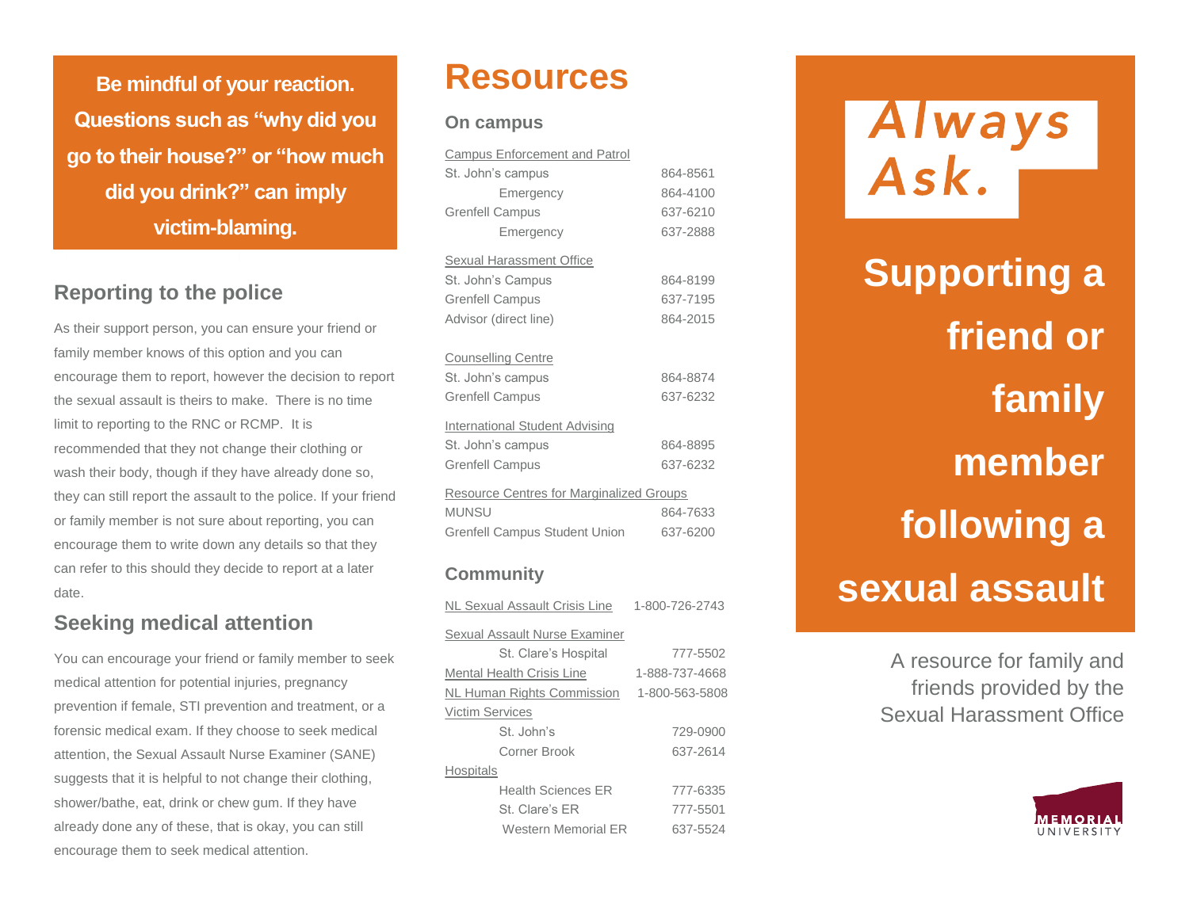**Be mindful of your reaction. Questions such as "why did you go to their house?" or "how much did you drink?" can imply victim-blaming.**

## Reporting to the police

As their support person, you can ensure your friend or family member knows of this option and you can encourage them to report, however the decision to report the sexual assault is theirs to make. There is no time limit to reporting to the RNC or RCMP. It is recommended that they not change their clothing or wash their body, though if they have already done so, they can still report the assault to the police. If your friend or family member is not sure about reporting, you can encourage them to write down any details so that they can refer to this should they decide to report at a later date.

## Seeking medical attention

You can encourage your friend or family member to seek medical attention for potential injuries, pregnancy prevention if female, STI prevention and treatment, or a forensic medical exam. If they choose to seek medical attention, the Sexual Assault Nurse Examiner (SANE) suggests that it is helpful to not change their clothing, shower/bathe, eat, drink or chew gum. If they have already done any of these, that is okay, you can still encourage them to seek medical attention.

# Resources

## On campus

**Campus Enforcement and Patrol**

| | |
|---|---|
| St. John's campus | 864-8561 |
| Emergency | 864-4100 |
| Grenfell Campus | 637-6210 |
| Emergency | 637-2888 |

**Sexual Harassment Office**

| | |
|---|---|
| St. John's Campus | 864-8199 |
| Grenfell Campus | 637-7195 |
| Advisor (direct line) | 864-2015 |

**Counselling Centre**

| | |
|---|---|
| St. John's campus | 864-8874 |
| Grenfell Campus | 637-6232 |

**International Student Advising**

| | |
|---|---|
| St. John's campus | 864-8895 |
| Grenfell Campus | 637-6232 |

**Resource Centres for Marginalized Groups**

| | |
|---|---|
| MUNSU | 864-7633 |
| Grenfell Campus Student Union | 637-6200 |

## Community

| | |
|---|---|
| NL Sexual Assault Crisis Line | 1-800-726-2743 |

**Sexual Assault Nurse Examiner**

| | |
|---|---|
| St. Clare's Hospital | 777-5502 |

| | |
|---|---|
| Mental Health Crisis Line | 1-888-737-4668 |
| NL Human Rights Commission | 1-800-563-5808 |

**Victim Services**

| | |
|---|---|
| St. John's | 729-0900 |
| Corner Brook | 637-2614 |

**Hospitals**

| | |
|---|---|
| Health Sciences ER | 777-6335 |
| St. Clare's ER | 777-5501 |
| Western Memorial ER | 637-5524 |

# Always Ask.

# Supporting a friend or family member following a sexual assault

A resource for family and friends provided by the Sexual Harassment Office

MEMORIAL UNIVERSITY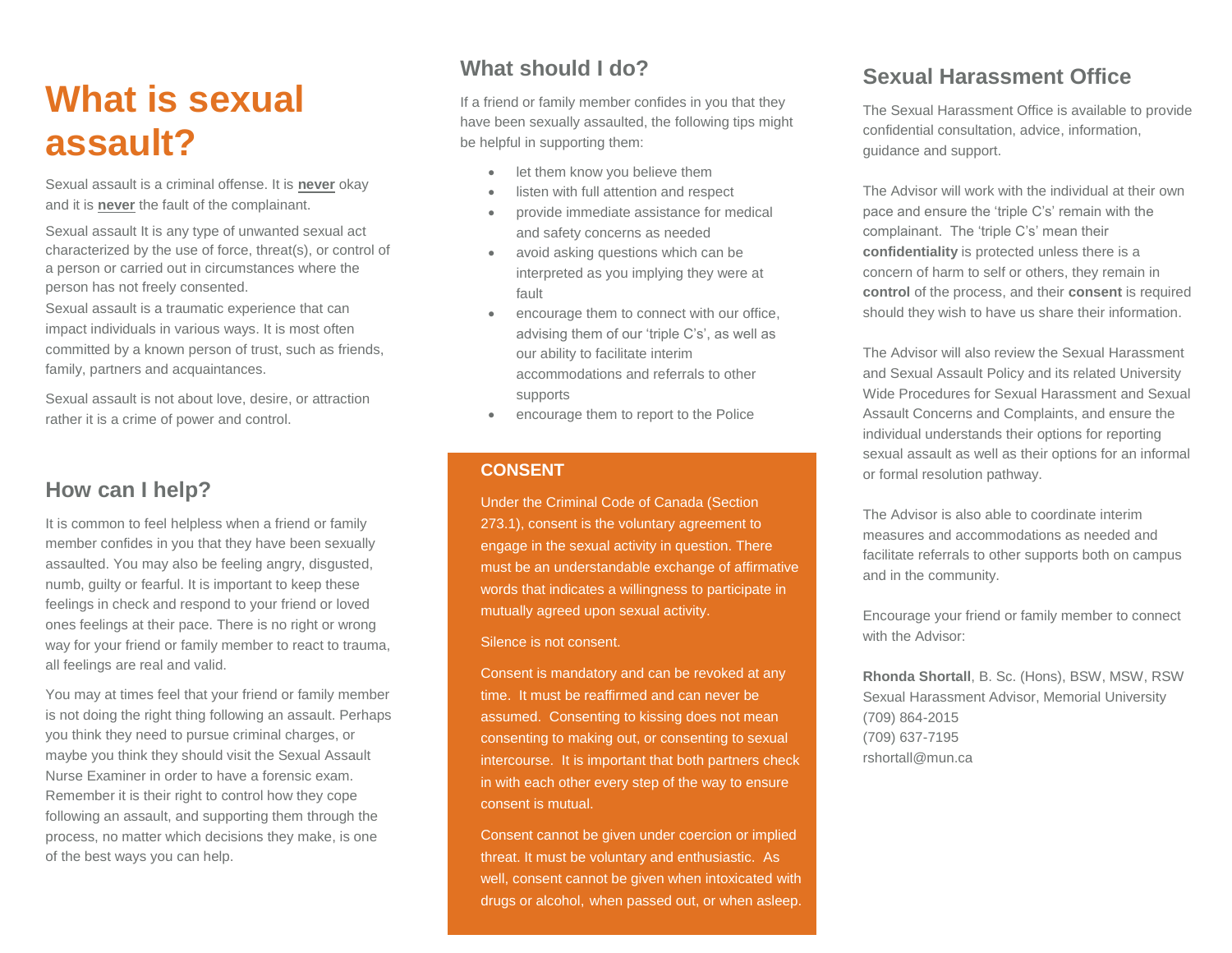# What is sexual assault?

Sexual assault is a criminal offense. It is **never** okay and it is **never** the fault of the complainant.

Sexual assault It is any type of unwanted sexual act characterized by the use of force, threat(s), or control of a person or carried out in circumstances where the person has not freely consented.

Sexual assault is a traumatic experience that can impact individuals in various ways. It is most often committed by a known person of trust, such as friends, family, partners and acquaintances.

Sexual assault is not about love, desire, or attraction rather it is a crime of power and control.

## How can I help?

It is common to feel helpless when a friend or family member confides in you that they have been sexually assaulted. You may also be feeling angry, disgusted, numb, guilty or fearful. It is important to keep these feelings in check and respond to your friend or loved ones feelings at their pace. There is no right or wrong way for your friend or family member to react to trauma, all feelings are real and valid.

You may at times feel that your friend or family member is not doing the right thing following an assault. Perhaps you think they need to pursue criminal charges, or maybe you think they should visit the Sexual Assault Nurse Examiner in order to have a forensic exam. Remember it is their right to control how they cope following an assault, and supporting them through the process, no matter which decisions they make, is one of the best ways you can help.

## What should I do?

If a friend or family member confides in you that they have been sexually assaulted, the following tips might be helpful in supporting them:

- let them know you believe them
- listen with full attention and respect
- provide immediate assistance for medical and safety concerns as needed
- avoid asking questions which can be interpreted as you implying they were at fault
- encourage them to connect with our office, advising them of our 'triple C's', as well as our ability to facilitate interim accommodations and referrals to other supports
- encourage them to report to the Police

### CONSENT

Under the Criminal Code of Canada (Section 273.1), consent is the voluntary agreement to engage in the sexual activity in question. There must be an understandable exchange of affirmative words that indicates a willingness to participate in mutually agreed upon sexual activity.

Silence is not consent.

Consent is mandatory and can be revoked at any time. It must be reaffirmed and can never be assumed. Consenting to kissing does not mean consenting to making out, or consenting to sexual intercourse. It is important that both partners check in with each other every step of the way to ensure consent is mutual.

Consent cannot be given under coercion or implied threat. It must be voluntary and enthusiastic. As well, consent cannot be given when intoxicated with drugs or alcohol, when passed out, or when asleep.

## Sexual Harassment Office

The Sexual Harassment Office is available to provide confidential consultation, advice, information, guidance and support.

The Advisor will work with the individual at their own pace and ensure the 'triple C's' remain with the complainant. The 'triple C's' mean their **confidentiality** is protected unless there is a concern of harm to self or others, they remain in **control** of the process, and their **consent** is required should they wish to have us share their information.

The Advisor will also review the Sexual Harassment and Sexual Assault Policy and its related University Wide Procedures for Sexual Harassment and Sexual Assault Concerns and Complaints, and ensure the individual understands their options for reporting sexual assault as well as their options for an informal or formal resolution pathway.

The Advisor is also able to coordinate interim measures and accommodations as needed and facilitate referrals to other supports both on campus and in the community.

Encourage your friend or family member to connect with the Advisor:

**Rhonda Shortall**, B. Sc. (Hons), BSW, MSW, RSW
Sexual Harassment Advisor, Memorial University
(709) 864-2015
(709) 637-7195
rshortall@mun.ca